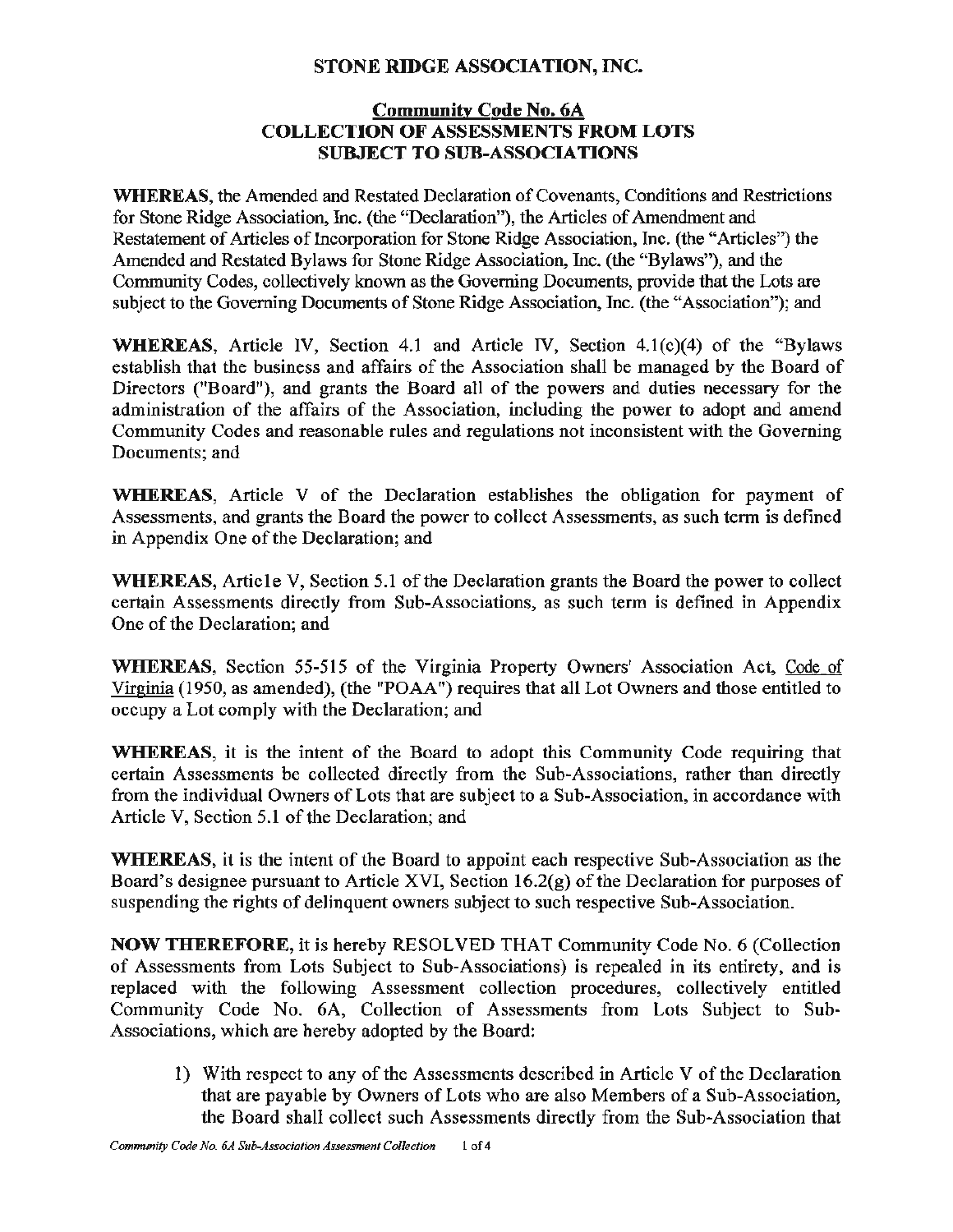# STONE RIDGE ASSOCIATION, INC.

## Community Code No. 6A
## COLLECTION OF ASSESSMENTS FROM LOTS SUBJECT TO SUB-ASSOCIATIONS

**WHEREAS**, the Amended and Restated Declaration of Covenants, Conditions and Restrictions for Stone Ridge Association, Inc. (the "Declaration"), the Articles of Amendment and Restatement of Articles of Incorporation for Stone Ridge Association, Inc. (the "Articles") the Amended and Restated Bylaws for Stone Ridge Association, Inc. (the "Bylaws"), and the Community Codes, collectively known as the Governing Documents, provide that the Lots are subject to the Governing Documents of Stone Ridge Association, Inc. (the "Association"); and

**WHEREAS**, Article IV, Section 4.1 and Article IV, Section 4.1(c)(4) of the "Bylaws establish that the business and affairs of the Association shall be managed by the Board of Directors ("Board"), and grants the Board all of the powers and duties necessary for the administration of the affairs of the Association, including the power to adopt and amend Community Codes and reasonable rules and regulations not inconsistent with the Governing Documents; and

**WHEREAS**, Article V of the Declaration establishes the obligation for payment of Assessments, and grants the Board the power to collect Assessments, as such term is defined in Appendix One of the Declaration; and

**WHEREAS**, Article V, Section 5.1 of the Declaration grants the Board the power to collect certain Assessments directly from Sub-Associations, as such term is defined in Appendix One of the Declaration; and

**WHEREAS**, Section 55-515 of the Virginia Property Owners' Association Act, Code of Virginia (1950, as amended), (the "POAA") requires that all Lot Owners and those entitled to occupy a Lot comply with the Declaration; and

**WHEREAS**, it is the intent of the Board to adopt this Community Code requiring that certain Assessments be collected directly from the Sub-Associations, rather than directly from the individual Owners of Lots that are subject to a Sub-Association, in accordance with Article V, Section 5.1 of the Declaration; and

**WHEREAS**, it is the intent of the Board to appoint each respective Sub-Association as the Board's designee pursuant to Article XVI, Section 16.2(g) of the Declaration for purposes of suspending the rights of delinquent owners subject to such respective Sub-Association.

**NOW THEREFORE**, it is hereby RESOLVED THAT Community Code No. 6 (Collection of Assessments from Lots Subject to Sub-Associations) is repealed in its entirety, and is replaced with the following Assessment collection procedures, collectively entitled Community Code No. 6A, Collection of Assessments from Lots Subject to Sub-Associations, which are hereby adopted by the Board:

1) With respect to any of the Assessments described in Article V of the Declaration that are payable by Owners of Lots who are also Members of a Sub-Association, the Board shall collect such Assessments directly from the Sub-Association that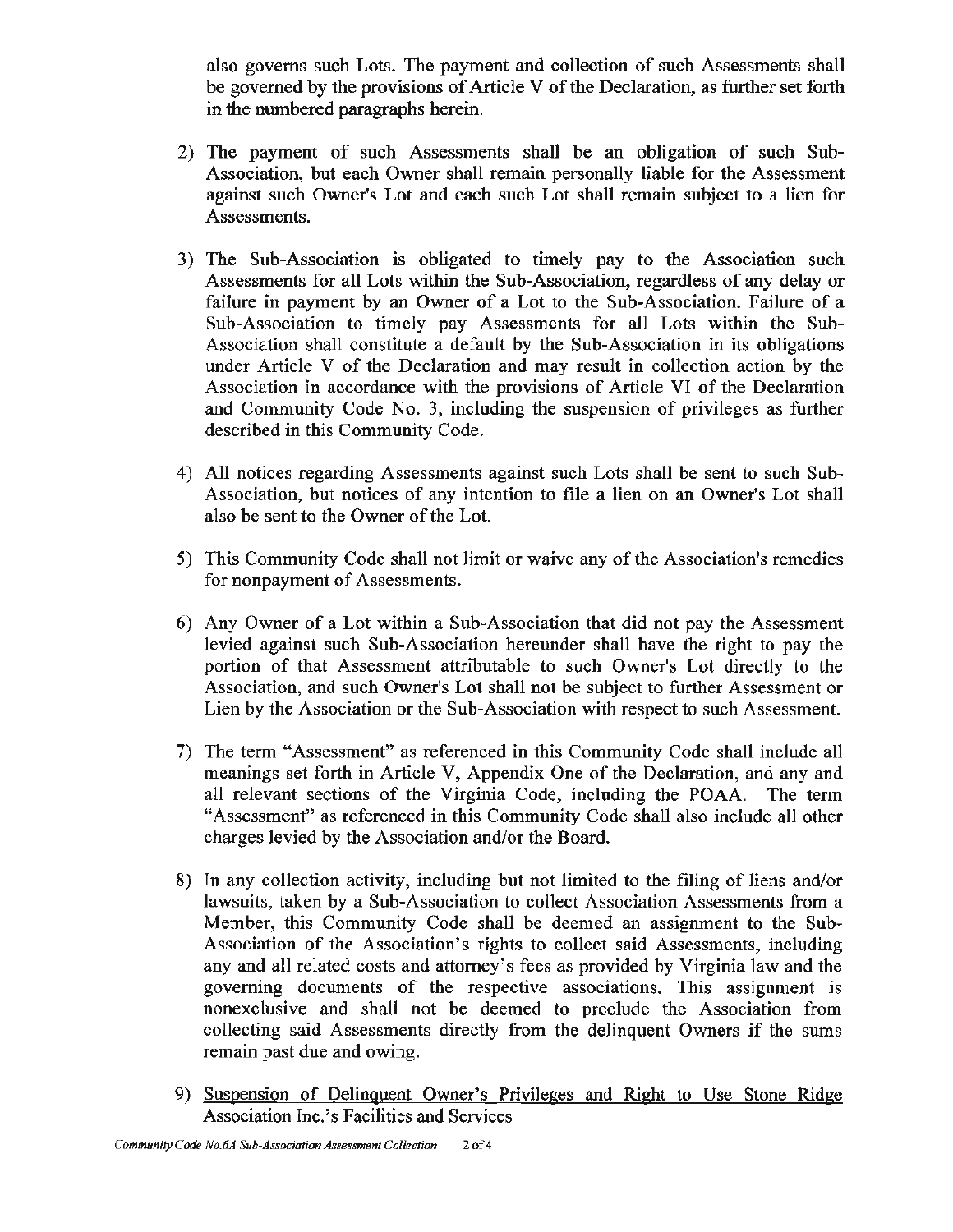also governs such Lots. The payment and collection of such Assessments shall be governed by the provisions of Article V of the Declaration, as further set forth in the numbered paragraphs herein.

2) The payment of such Assessments shall be an obligation of such Sub-Association, but each Owner shall remain personally liable for the Assessment against such Owner's Lot and each such Lot shall remain subject to a lien for Assessments.

3) The Sub-Association is obligated to timely pay to the Association such Assessments for all Lots within the Sub-Association, regardless of any delay or failure in payment by an Owner of a Lot to the Sub-Association. Failure of a Sub-Association to timely pay Assessments for all Lots within the Sub-Association shall constitute a default by the Sub-Association in its obligations under Article V of the Declaration and may result in collection action by the Association in accordance with the provisions of Article VI of the Declaration and Community Code No. 3, including the suspension of privileges as further described in this Community Code.

4) All notices regarding Assessments against such Lots shall be sent to such Sub-Association, but notices of any intention to file a lien on an Owner's Lot shall also be sent to the Owner of the Lot.

5) This Community Code shall not limit or waive any of the Association's remedies for nonpayment of Assessments.

6) Any Owner of a Lot within a Sub-Association that did not pay the Assessment levied against such Sub-Association hereunder shall have the right to pay the portion of that Assessment attributable to such Owner's Lot directly to the Association, and such Owner's Lot shall not be subject to further Assessment or Lien by the Association or the Sub-Association with respect to such Assessment.

7) The term "Assessment" as referenced in this Community Code shall include all meanings set forth in Article V, Appendix One of the Declaration, and any and all relevant sections of the Virginia Code, including the POAA. The term "Assessment" as referenced in this Community Code shall also include all other charges levied by the Association and/or the Board.

8) In any collection activity, including but not limited to the filing of liens and/or lawsuits, taken by a Sub-Association to collect Association Assessments from a Member, this Community Code shall be deemed an assignment to the Sub-Association of the Association's rights to collect said Assessments, including any and all related costs and attorney's fees as provided by Virginia law and the governing documents of the respective associations. This assignment is nonexclusive and shall not be deemed to preclude the Association from collecting said Assessments directly from the delinquent Owners if the sums remain past due and owing.

9) Suspension of Delinquent Owner's Privileges and Right to Use Stone Ridge Association Inc.'s Facilities and Services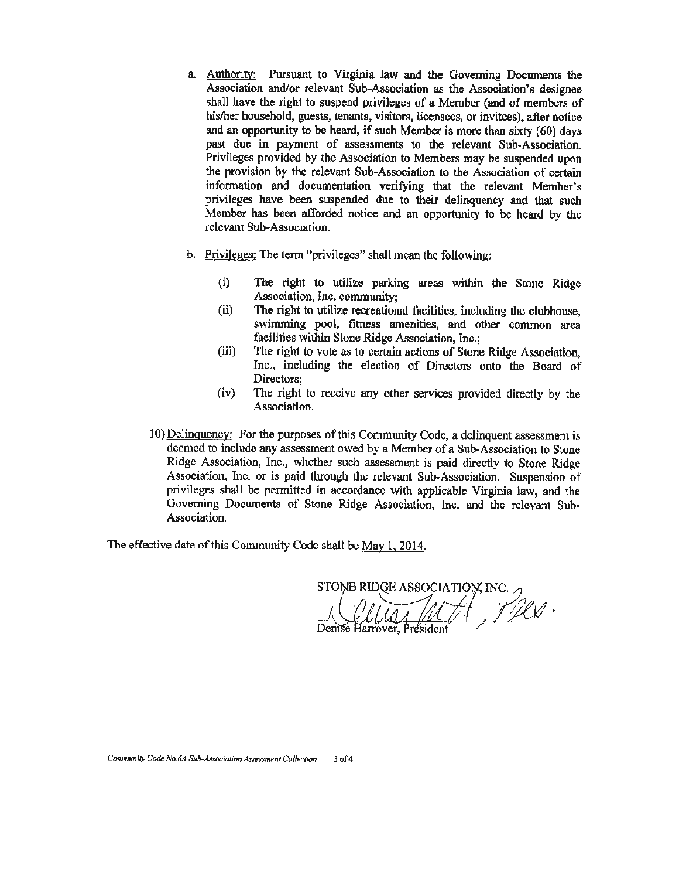a. <u>Authority:</u> Pursuant to Virginia law and the Governing Documents the Association and/or relevant Sub-Association as the Association's designee shall have the right to suspend privileges of a Member (and of members of his/her household, guests, tenants, visitors, licensees, or invitees), after notice and an opportunity to be heard, if such Member is more than sixty (60) days past due in payment of assessments to the relevant Sub-Association. Privileges provided by the Association to Members may be suspended upon the provision by the relevant Sub-Association to the Association of certain information and documentation verifying that the relevant Member's privileges have been suspended due to their delinquency and that such Member has been afforded notice and an opportunity to be heard by the relevant Sub-Association.

b. <u>Privileges:</u> The term "privileges" shall mean the following:

   (i) The right to utilize parking areas within the Stone Ridge Association, Inc. community;

   (ii) The right to utilize recreational facilities, including the clubhouse, swimming pool, fitness amenities, and other common area facilities within Stone Ridge Association, Inc.;

   (iii) The right to vote as to certain actions of Stone Ridge Association, Inc., including the election of Directors onto the Board of Directors;

   (iv) The right to receive any other services provided directly by the Association.

10) <u>Delinquency:</u> For the purposes of this Community Code, a delinquent assessment is deemed to include any assessment owed by a Member of a Sub-Association to Stone Ridge Association, Inc., whether such assessment is paid directly to Stone Ridge Association, Inc. or is paid through the relevant Sub-Association. Suspension of privileges shall be permitted in accordance with applicable Virginia law, and the Governing Documents of Stone Ridge Association, Inc. and the relevant Sub-Association.

The effective date of this Community Code shall be <u>May 1, 2014</u>.

STONE RIDGE ASSOCIATION, INC.

Denise Harrover, President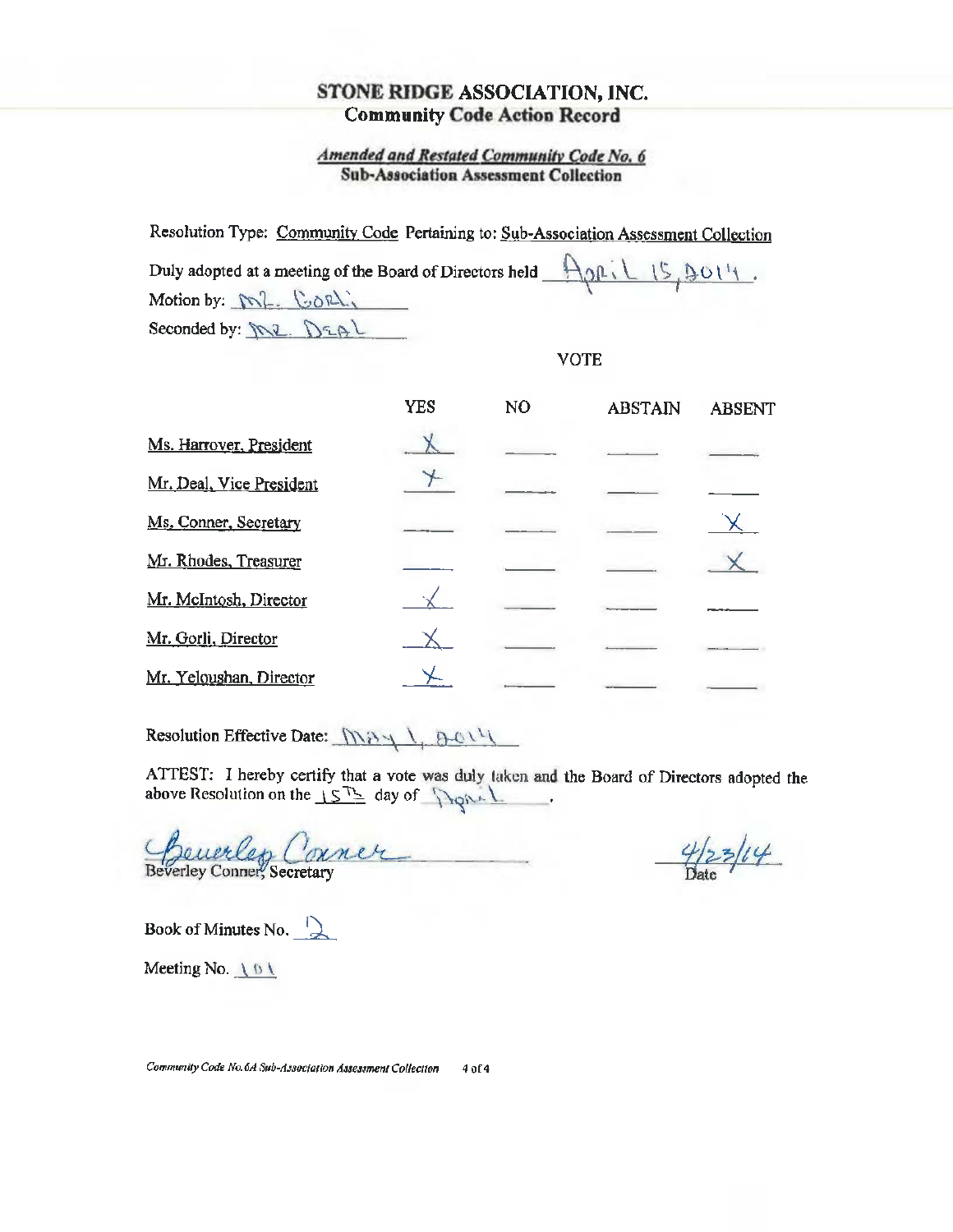# STONE RIDGE ASSOCIATION, INC.
## Community Code Action Record

### *Amended and Restated Community Code No. 6*
### Sub-Association Assessment Collection

Resolution Type: Community Code Pertaining to: Sub-Association Assessment Collection

Duly adopted at a meeting of the Board of Directors held April 15, 2014.

Motion by: Mr. Gorli

Seconded by: Mr. Deal

VOTE

| | YES | NO | ABSTAIN | ABSENT |
|---|---|---|---|---|
| Ms. Harrover, President | X | | | |
| Mr. Deal, Vice President | X | | | |
| Ms. Conner, Secretary | | | | X |
| Mr. Rhodes, Treasurer | | | | X |
| Mr. McIntosh, Director | X | | | |
| Mr. Gorli, Director | X | | | |
| Mr. Yeloushan, Director | X | | | |

Resolution Effective Date: May 1, 2014

ATTEST: I hereby certify that a vote was duly taken and the Board of Directors adopted the above Resolution on the 15th day of April.

Beverley Conner
Beverley Conner, Secretary

4/23/14
Date

Book of Minutes No. 2

Meeting No. 101